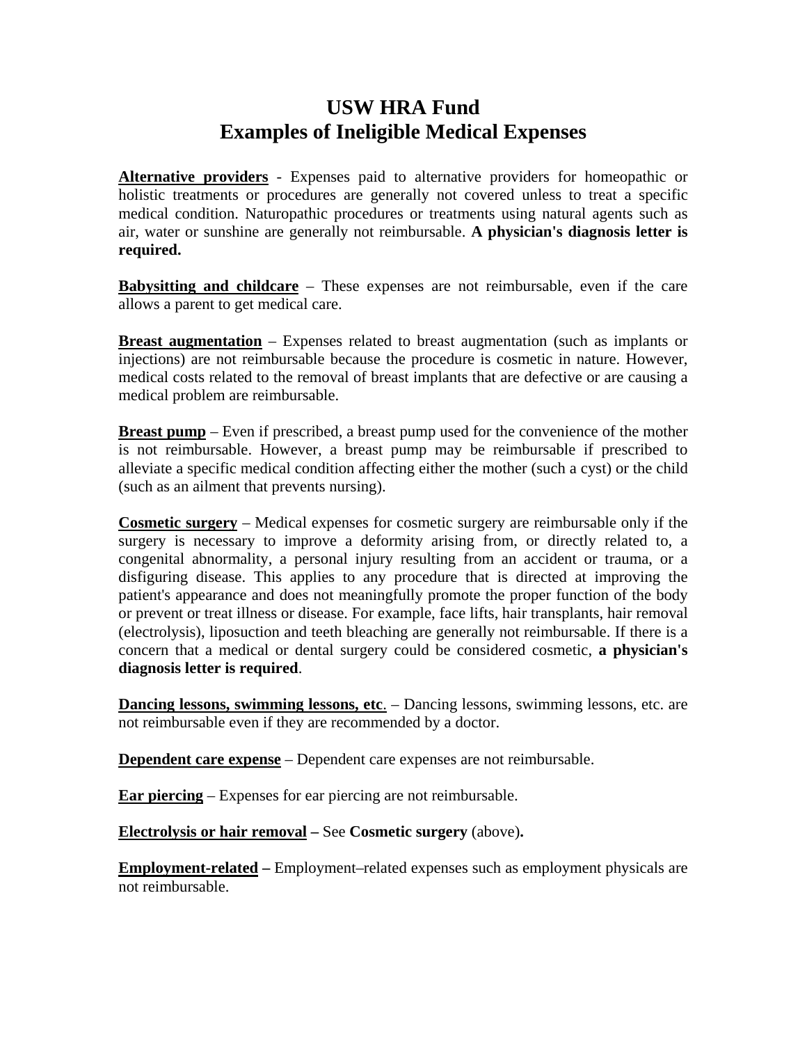# USW HRA Fund
# Examples of Ineligible Medical Expenses

**Alternative providers** - Expenses paid to alternative providers for homeopathic or holistic treatments or procedures are generally not covered unless to treat a specific medical condition. Naturopathic procedures or treatments using natural agents such as air, water or sunshine are generally not reimbursable. **A physician's diagnosis letter is required.**

**Babysitting and childcare** – These expenses are not reimbursable, even if the care allows a parent to get medical care.

**Breast augmentation** – Expenses related to breast augmentation (such as implants or injections) are not reimbursable because the procedure is cosmetic in nature. However, medical costs related to the removal of breast implants that are defective or are causing a medical problem are reimbursable.

**Breast pump** – Even if prescribed, a breast pump used for the convenience of the mother is not reimbursable. However, a breast pump may be reimbursable if prescribed to alleviate a specific medical condition affecting either the mother (such a cyst) or the child (such as an ailment that prevents nursing).

**Cosmetic surgery** – Medical expenses for cosmetic surgery are reimbursable only if the surgery is necessary to improve a deformity arising from, or directly related to, a congenital abnormality, a personal injury resulting from an accident or trauma, or a disfiguring disease. This applies to any procedure that is directed at improving the patient's appearance and does not meaningfully promote the proper function of the body or prevent or treat illness or disease. For example, face lifts, hair transplants, hair removal (electrolysis), liposuction and teeth bleaching are generally not reimbursable. If there is a concern that a medical or dental surgery could be considered cosmetic, **a physician's diagnosis letter is required**.

**Dancing lessons, swimming lessons, etc**. – Dancing lessons, swimming lessons, etc. are not reimbursable even if they are recommended by a doctor.

**Dependent care expense** – Dependent care expenses are not reimbursable.

**Ear piercing** – Expenses for ear piercing are not reimbursable.

**Electrolysis or hair removal –** See **Cosmetic surgery** (above)**.**

**Employment-related –** Employment–related expenses such as employment physicals are not reimbursable.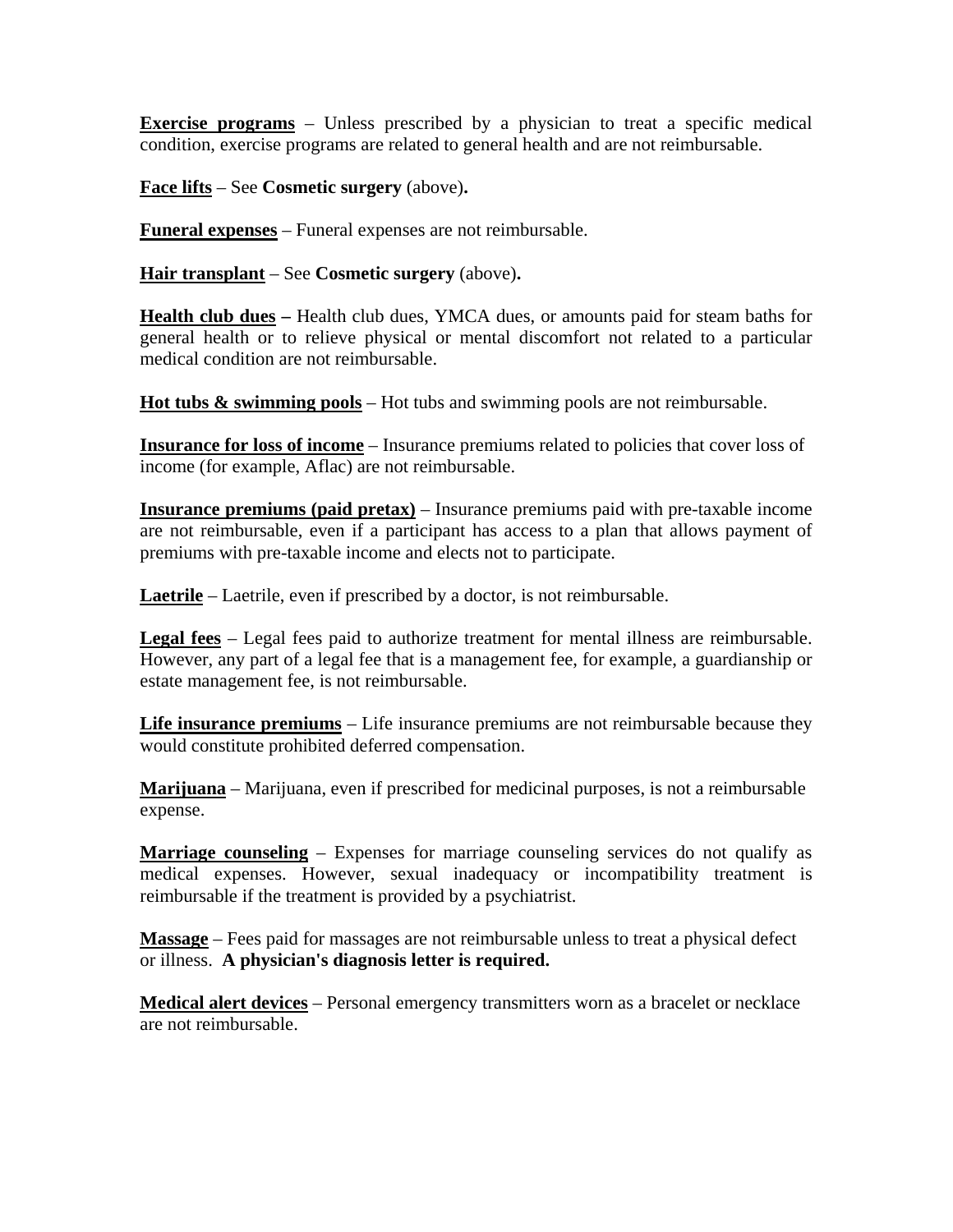**Exercise programs** – Unless prescribed by a physician to treat a specific medical condition, exercise programs are related to general health and are not reimbursable.

**Face lifts** – See **Cosmetic surgery** (above)**.**

**Funeral expenses** – Funeral expenses are not reimbursable.

**Hair transplant** – See **Cosmetic surgery** (above)**.**

**Health club dues –** Health club dues, YMCA dues, or amounts paid for steam baths for general health or to relieve physical or mental discomfort not related to a particular medical condition are not reimbursable.

**Hot tubs & swimming pools** – Hot tubs and swimming pools are not reimbursable.

**Insurance for loss of income** – Insurance premiums related to policies that cover loss of income (for example, Aflac) are not reimbursable.

**Insurance premiums (paid pretax)** – Insurance premiums paid with pre-taxable income are not reimbursable, even if a participant has access to a plan that allows payment of premiums with pre-taxable income and elects not to participate.

**Laetrile** – Laetrile, even if prescribed by a doctor, is not reimbursable.

**Legal fees** – Legal fees paid to authorize treatment for mental illness are reimbursable. However, any part of a legal fee that is a management fee, for example, a guardianship or estate management fee, is not reimbursable.

**Life insurance premiums** – Life insurance premiums are not reimbursable because they would constitute prohibited deferred compensation.

**Marijuana** – Marijuana, even if prescribed for medicinal purposes, is not a reimbursable expense.

**Marriage counseling** – Expenses for marriage counseling services do not qualify as medical expenses. However, sexual inadequacy or incompatibility treatment is reimbursable if the treatment is provided by a psychiatrist.

**Massage** – Fees paid for massages are not reimbursable unless to treat a physical defect or illness. **A physician's diagnosis letter is required.**

**Medical alert devices** – Personal emergency transmitters worn as a bracelet or necklace are not reimbursable.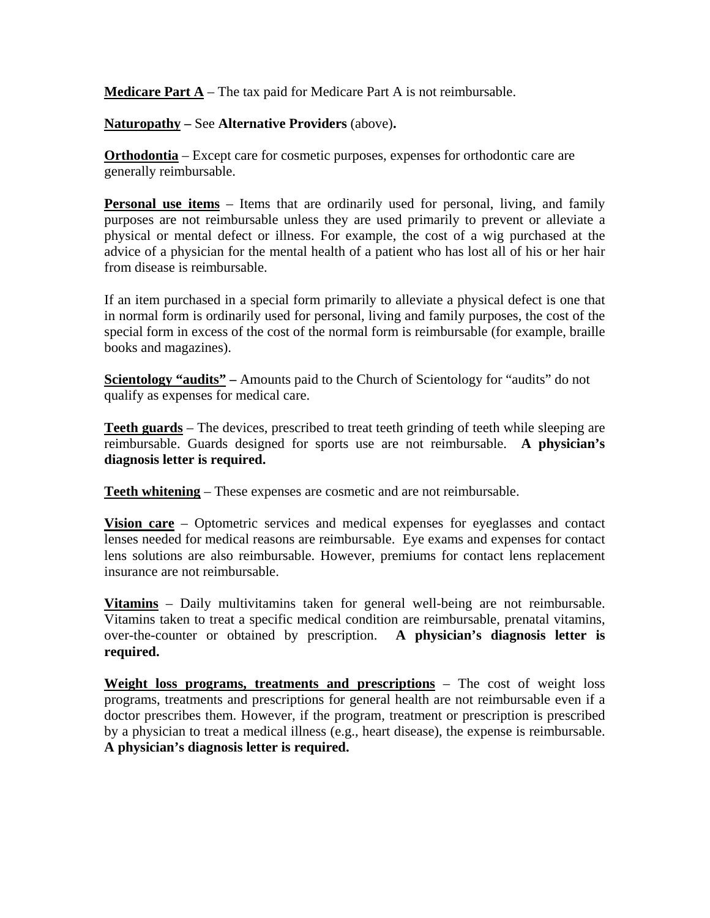**Medicare Part A** – The tax paid for Medicare Part A is not reimbursable.

**Naturopathy –** See **Alternative Providers** (above)**.**

**Orthodontia** – Except care for cosmetic purposes, expenses for orthodontic care are generally reimbursable.

**Personal use items** – Items that are ordinarily used for personal, living, and family purposes are not reimbursable unless they are used primarily to prevent or alleviate a physical or mental defect or illness. For example, the cost of a wig purchased at the advice of a physician for the mental health of a patient who has lost all of his or her hair from disease is reimbursable.

If an item purchased in a special form primarily to alleviate a physical defect is one that in normal form is ordinarily used for personal, living and family purposes, the cost of the special form in excess of the cost of the normal form is reimbursable (for example, braille books and magazines).

**Scientology "audits" –** Amounts paid to the Church of Scientology for "audits" do not qualify as expenses for medical care.

**Teeth guards** – The devices, prescribed to treat teeth grinding of teeth while sleeping are reimbursable. Guards designed for sports use are not reimbursable. **A physician's diagnosis letter is required.**

**Teeth whitening** – These expenses are cosmetic and are not reimbursable.

**Vision care** – Optometric services and medical expenses for eyeglasses and contact lenses needed for medical reasons are reimbursable. Eye exams and expenses for contact lens solutions are also reimbursable. However, premiums for contact lens replacement insurance are not reimbursable.

**Vitamins** – Daily multivitamins taken for general well-being are not reimbursable. Vitamins taken to treat a specific medical condition are reimbursable, prenatal vitamins, over-the-counter or obtained by prescription. **A physician's diagnosis letter is required.**

**Weight loss programs, treatments and prescriptions** – The cost of weight loss programs, treatments and prescriptions for general health are not reimbursable even if a doctor prescribes them. However, if the program, treatment or prescription is prescribed by a physician to treat a medical illness (e.g., heart disease), the expense is reimbursable. **A physician's diagnosis letter is required.**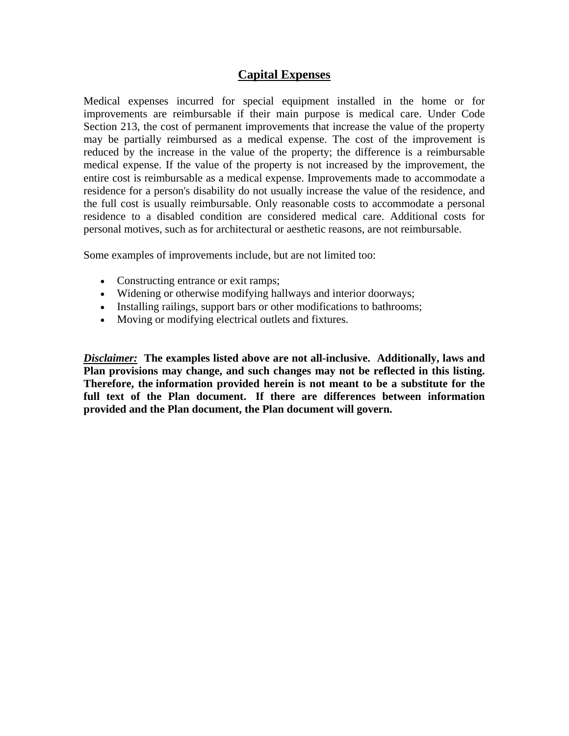# Capital Expenses

Medical expenses incurred for special equipment installed in the home or for improvements are reimbursable if their main purpose is medical care. Under Code Section 213, the cost of permanent improvements that increase the value of the property may be partially reimbursed as a medical expense. The cost of the improvement is reduced by the increase in the value of the property; the difference is a reimbursable medical expense. If the value of the property is not increased by the improvement, the entire cost is reimbursable as a medical expense. Improvements made to accommodate a residence for a person's disability do not usually increase the value of the residence, and the full cost is usually reimbursable. Only reasonable costs to accommodate a personal residence to a disabled condition are considered medical care. Additional costs for personal motives, such as for architectural or aesthetic reasons, are not reimbursable.

Some examples of improvements include, but are not limited too:

- Constructing entrance or exit ramps;
- Widening or otherwise modifying hallways and interior doorways;
- Installing railings, support bars or other modifications to bathrooms;
- Moving or modifying electrical outlets and fixtures.

***Disclaimer:*** **The examples listed above are not all-inclusive. Additionally, laws and Plan provisions may change, and such changes may not be reflected in this listing. Therefore, the information provided herein is not meant to be a substitute for the full text of the Plan document. If there are differences between information provided and the Plan document, the Plan document will govern.**